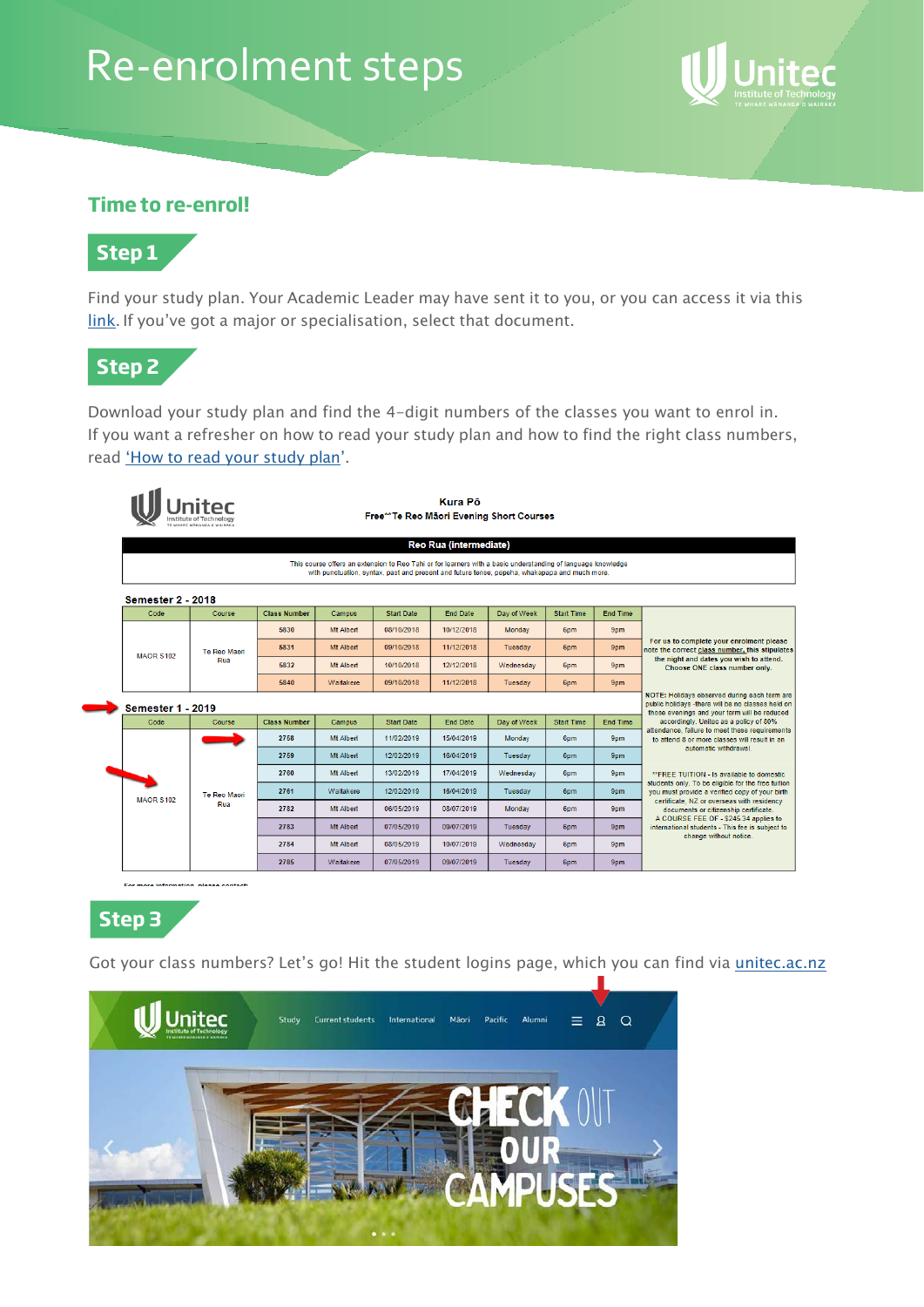# Re-enrolment steps

## Time to re-enrol!

### Step 1

Find your study plan. Your Academic Leader may have sent it to you, or you can access it via this link. If you've got a major or specialisation, select that document.

### Step 2

Download your study plan and find the 4-digit numbers of the classes you want to enrol in. If you want a refresher on how to read your study plan and how to find the right class numbers, read 'How to read your study plan'.

**Kura Pō**

**Free^^Te Reo Māori Evening Short Courses**

**Reo Rua (intermediate)**

This course offers an extension to Reo Tahi or for learners with a basic understanding of language knowledge with punctuation, syntax, past and present and future tense, pepeha, whakapapa and much more.

**Semester 2 - 2018**

| Code | Course | Class Number | Campus | Start Date | End Date | Day of Week | Start Time | End Time |
|---|---|---|---|---|---|---|---|---|
| MAOR 5102 | Te Reo Maori Rua | 5830 | Mt Albert | 08/10/2018 | 10/12/2018 | Monday | 6pm | 9pm |
| | | 5831 | Mt Albert | 09/10/2018 | 11/12/2018 | Tuesday | 6pm | 9pm |
| | | 5832 | Mt Albert | 10/10/2018 | 12/12/2018 | Wednesday | 6pm | 9pm |
| | | 5840 | Waitakere | 09/10/2018 | 11/12/2018 | Tuesday | 6pm | 9pm |

**Semester 1 - 2019**

| Code | Course | Class Number | Campus | Start Date | End Date | Day of Week | Start Time | End Time |
|---|---|---|---|---|---|---|---|---|
| MAOR 5102 | Te Reo Maori Rua | 2758 | Mt Albert | 11/02/2019 | 15/04/2019 | Monday | 6pm | 9pm |
| | | 2759 | Mt Albert | 12/02/2019 | 16/04/2019 | Tuesday | 6pm | 9pm |
| | | 2760 | Mt Albert | 13/02/2019 | 17/04/2019 | Wednesday | 6pm | 9pm |
| | | 2761 | Waitakere | 12/02/2019 | 16/04/2019 | Tuesday | 6pm | 9pm |
| | | 2782 | Mt Albert | 06/05/2019 | 08/07/2019 | Monday | 6pm | 9pm |
| | | 2783 | Mt Albert | 07/05/2019 | 09/07/2019 | Tuesday | 6pm | 9pm |
| | | 2784 | Mt Albert | 08/05/2019 | 10/07/2019 | Wednesday | 6pm | 9pm |
| | | 2785 | Waitakere | 07/05/2019 | 09/07/2019 | Tuesday | 6pm | 9pm |

For us to complete your enrolment please note the correct class number, this stipulates the night and dates you wish to attend. Choose ONE class number only.

NOTE: Holidays observed during each term are public holidays - there will be no classes held on those evenings and your term will be reduced accordingly. Unitec as a policy of 80% attendance, failure to meet these requirements to attend 8 or more classes will result in an automatic withdrawal.

^^FREE TUITION - Is available to domestic students only. To be eligible for the free tuition you must provide a verified copy of your birth certificate, NZ or overseas with residency documents or citizenship certificate. A COURSE FEE OF - $245.34 applies to international students - This fee is subject to change without notice.

For more information, please contact:

### Step 3

Got your class numbers? Let's go! Hit the student logins page, which you can find via unitec.ac.nz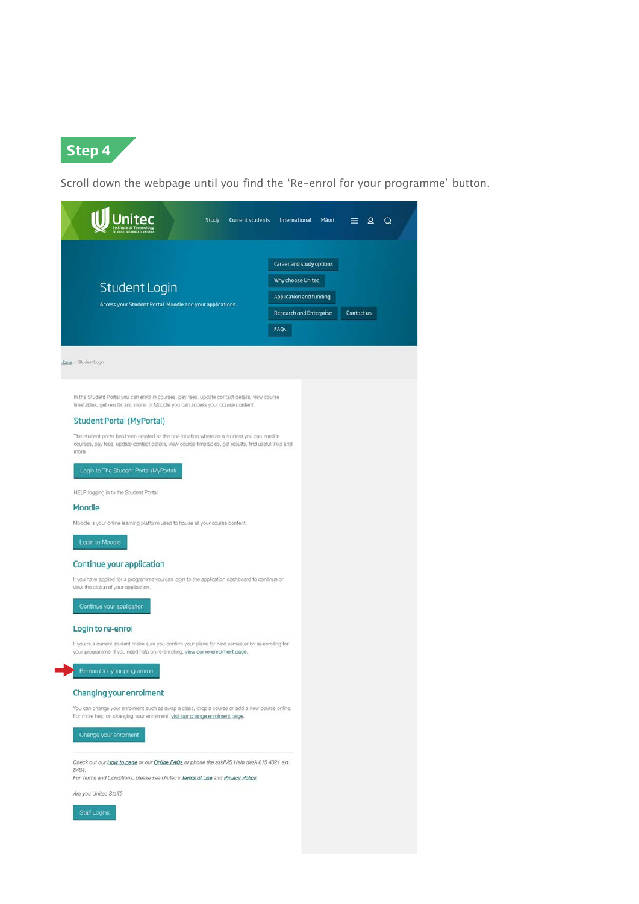## Step 4

Scroll down the webpage until you find the 'Re-enrol for your programme' button.

Unitec Institute of Technology

Study | Current students | International | Māori

Career and study options

Why choose Unitec

Application and funding

Research and Enterprise | Contact us

FAQs

# Student Login

Access your Student Portal, Moodle and your applications.

Home > Student Login

In the Student Portal you can enrol in courses, pay fees, update contact details, view course timetables, get results and more. In Moodle you can access your course content.

## Student Portal (MyPortal)

The student portal has been created as the one location where as a student you can enrol in courses, pay fees, update contact details, view course timetables, get results, find useful links and more.

Login to The Student Portal (MyPortal)

HELP logging in to the Student Portal

## Moodle

Moodle is your online learning platform used to house all your course content.

Login to Moodle

## Continue your application

If you have applied for a programme you can login to the application dashboard to continue or view the status of your application.

Continue your application

## Login to re-enrol

If you're a current student make sure you confirm your place for next semester by re-enrolling for your programme. If you need help on re-enrolling, view our re-enrolment page.

Re-enrol for your programme

## Changing your enrolment

You can change your enrolment such as swap a class, drop a course or add a new course online. For more help on changing your enrolment, visit our change enrolment page.

Change your enrolment

*Check out our How to page or our Online FAQs or phone the askMS Help desk 815 4321 ext. 8484.*

*For Terms and Conditions, please see Unitec's Terms of Use and Privacy Policy.*

*Are you Unitec Staff?*

Staff Logins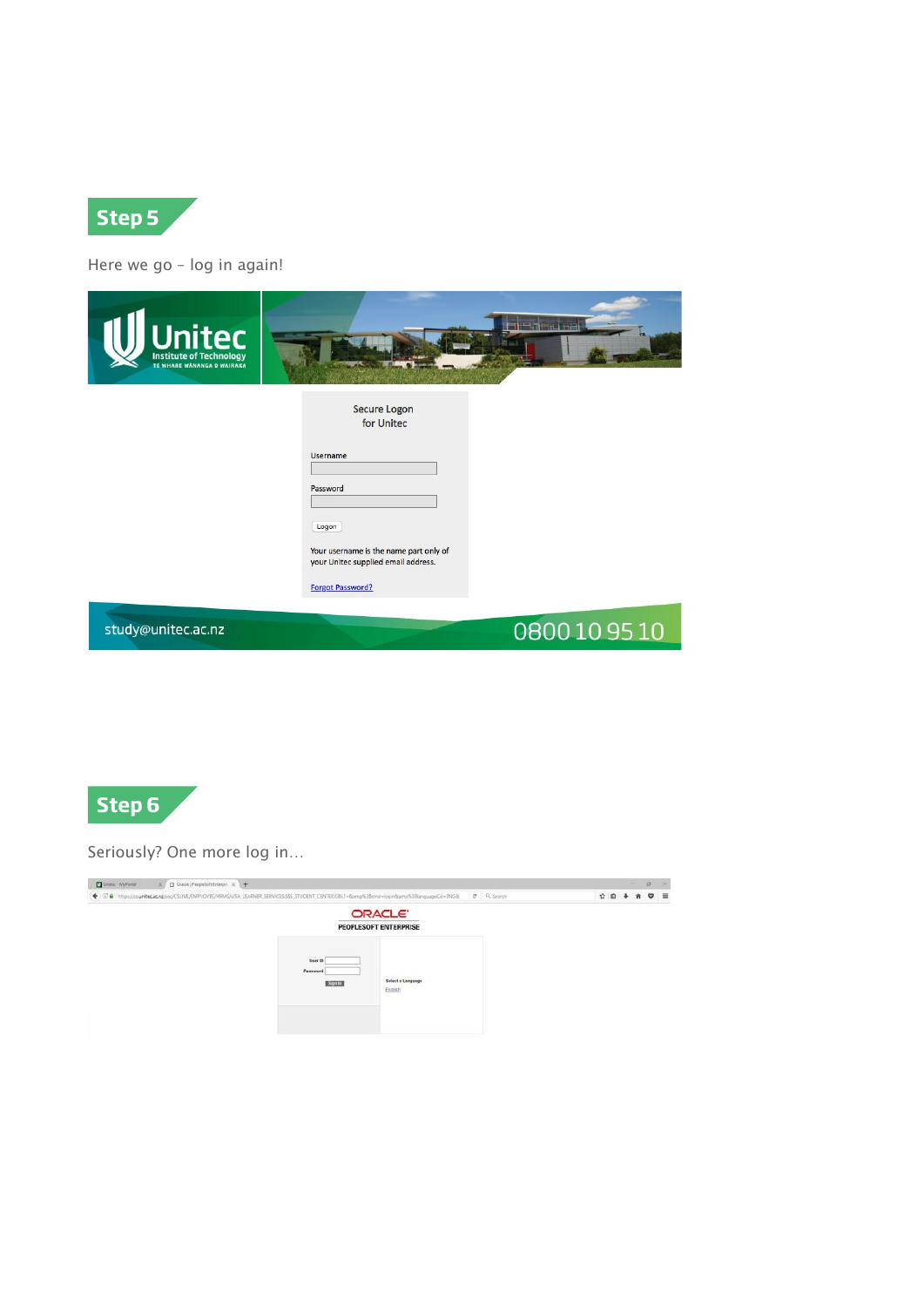## Step 5

Here we go – log in again!

Secure Logon
for Unitec

Username

Password

Logon

Your username is the name part only of your Unitec supplied email address.

Forgot Password?

study@unitec.ac.nz

0800 10 95 10

## Step 6

Seriously? One more log in…

ORACLE
PEOPLESOFT ENTERPRISE

User ID

Password

Sign In

Select a Language

English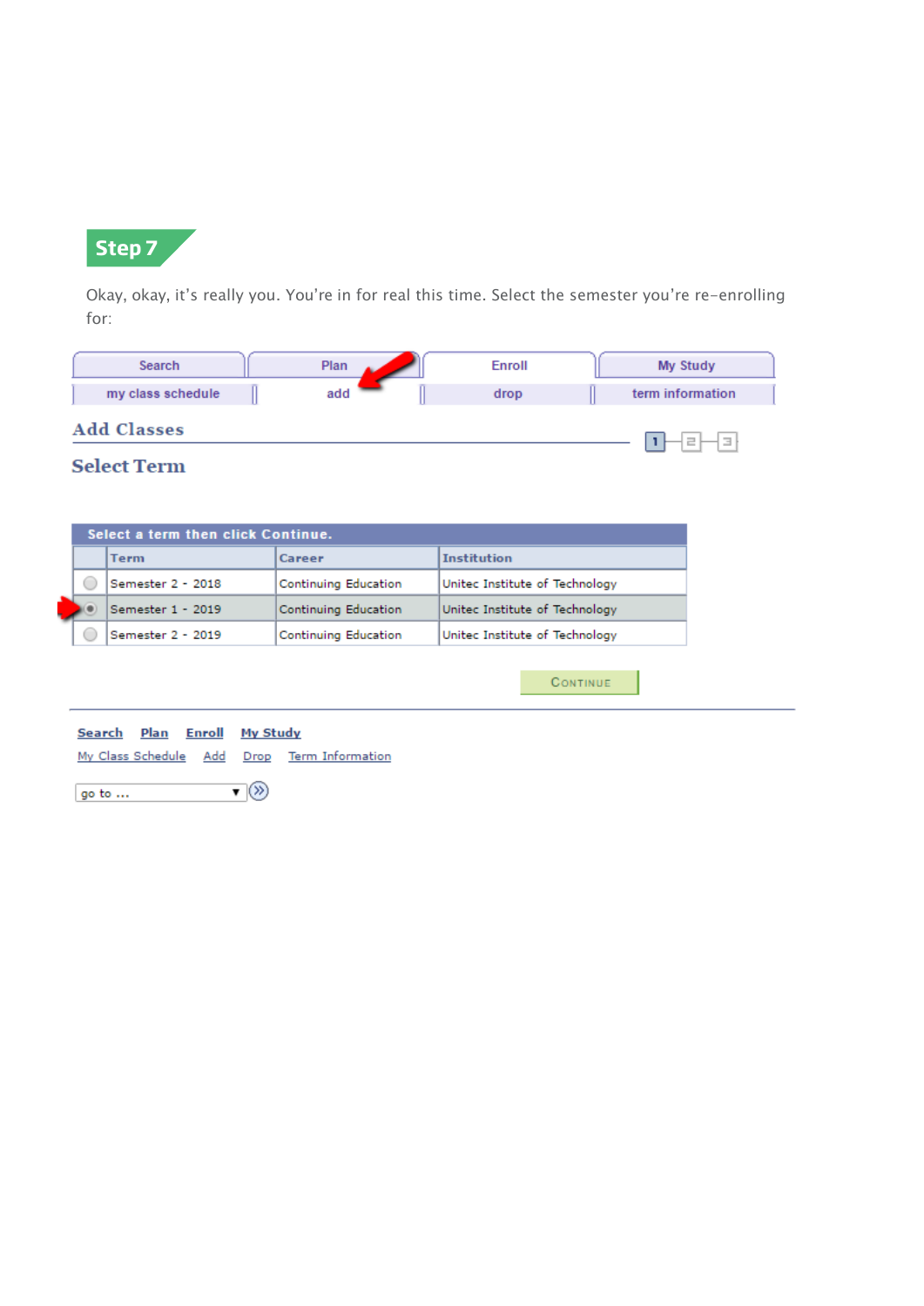## Step 7

Okay, okay, it's really you. You're in for real this time. Select the semester you're re-enrolling for:

| Search | Plan | Enroll | My Study |
|---|---|---|---|
| my class schedule | add | drop | term information |

### Add Classes

1 2 3

### Select Term

**Select a term then click Continue.**

| | Term | Career | Institution |
|---|---|---|---|
| ○ | Semester 2 - 2018 | Continuing Education | Unitec Institute of Technology |
| ● | Semester 1 - 2019 | Continuing Education | Unitec Institute of Technology |
| ○ | Semester 2 - 2019 | Continuing Education | Unitec Institute of Technology |

CONTINUE

Search Plan Enroll My Study

My Class Schedule Add Drop Term Information

go to ...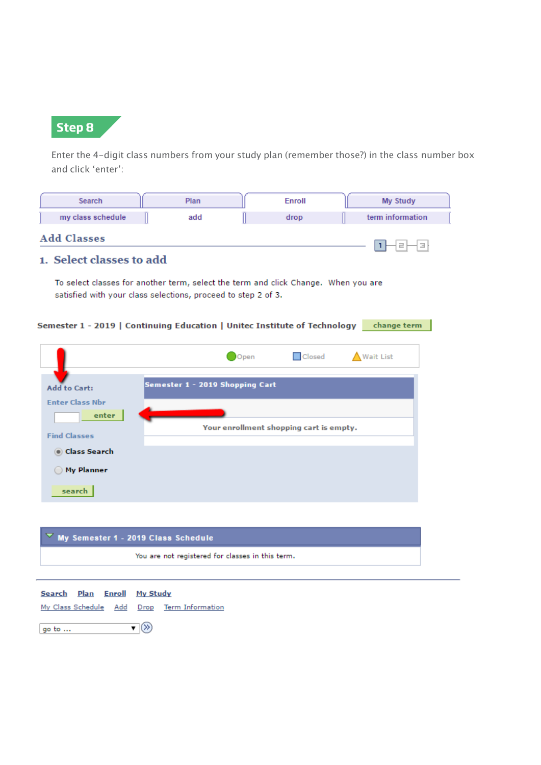## Step 8

Enter the 4-digit class numbers from your study plan (remember those?) in the class number box and click 'enter':

| Search | Plan | Enroll | My Study |
|---|---|---|---|
| my class schedule | add | drop | term information |

### Add Classes

1 2 3

### 1. Select classes to add

To select classes for another term, select the term and click Change. When you are satisfied with your class selections, proceed to step 2 of 3.

**Semester 1 - 2019 | Continuing Education | Unitec Institute of Technology** change term

Open Closed Wait List

**Add to Cart:**

Enter Class Nbr

enter

Find Classes

- Class Search
- My Planner

search

**Semester 1 - 2019 Shopping Cart**

Your enrollment shopping cart is empty.

**My Semester 1 - 2019 Class Schedule**

You are not registered for classes in this term.

Search Plan Enroll My Study

My Class Schedule Add Drop Term Information

go to ...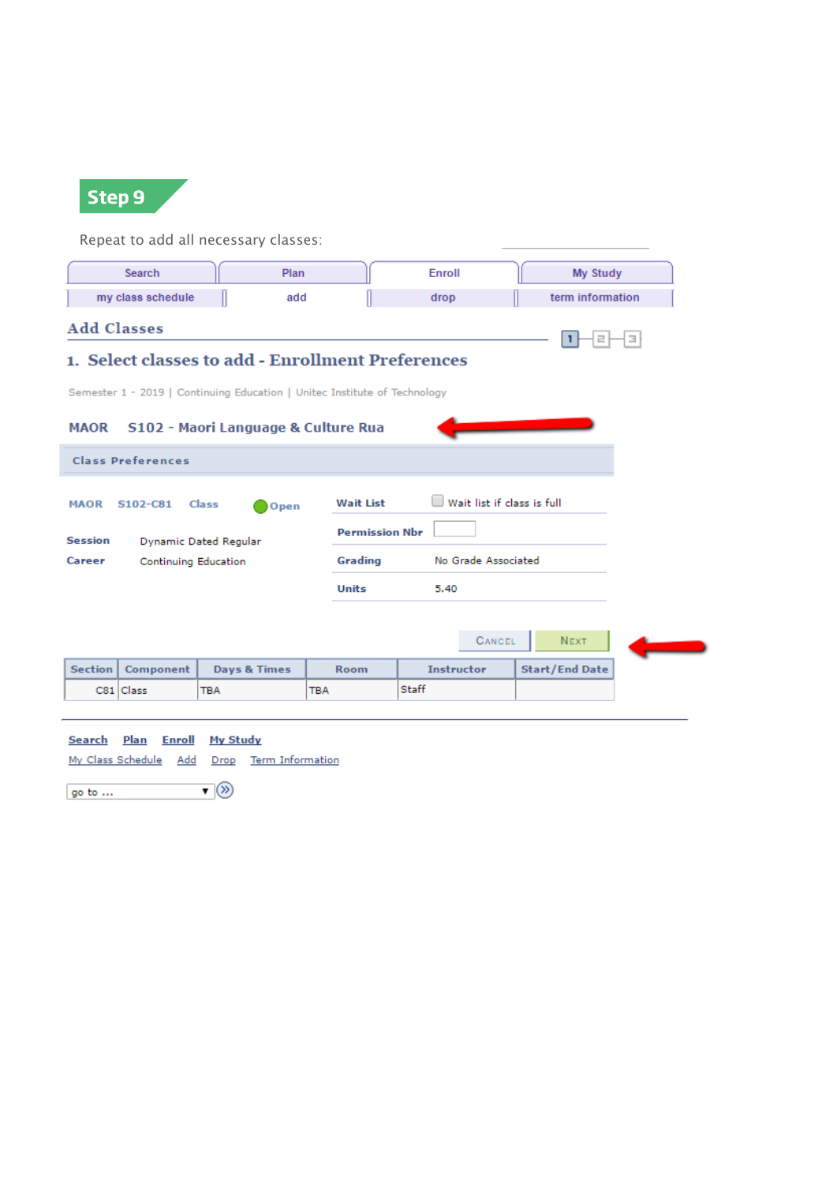## Step 9

Repeat to add all necessary classes:

Search | Plan | Enroll | My Study

my class schedule | add | drop | term information

### Add Classes

1 — 2 — 3

#### 1. Select classes to add - Enrollment Preferences

Semester 1 - 2019 | Continuing Education | Unitec Institute of Technology

**MAOR S102 - Maori Language & Culture Rua**

**Class Preferences**

MAOR S102-C81 Class Open

**Session** Dynamic Dated Regular

**Career** Continuing Education

**Wait List** Wait list if class is full

**Permission Nbr**

**Grading** No Grade Associated

**Units** 5.40

CANCEL NEXT

| Section | Component | Days & Times | Room | Instructor | Start/End Date |
|---|---|---|---|---|---|
| C81 | Class | TBA | TBA | Staff | |

Search Plan Enroll My Study

My Class Schedule Add Drop Term Information

go to ...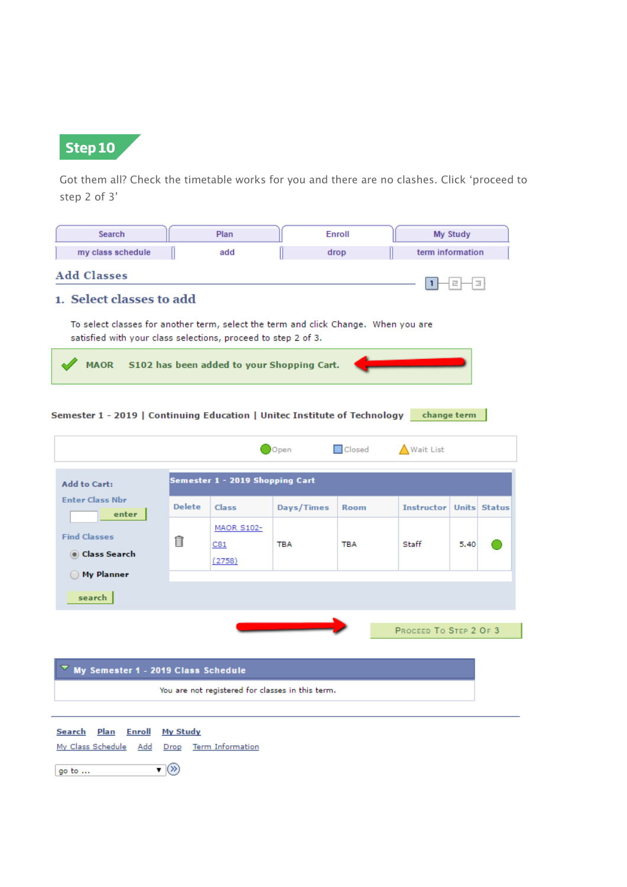## Step 10

Got them all? Check the timetable works for you and there are no clashes. Click 'proceed to step 2 of 3'

Search | Plan | Enroll | My Study

my class schedule | add | drop | term information

### Add Classes

1 - 2 - 3

### 1. Select classes to add

To select classes for another term, select the term and click Change. When you are satisfied with your class selections, proceed to step 2 of 3.

✔ MAOR S102 has been added to your Shopping Cart.

Semester 1 - 2019 | Continuing Education | Unitec Institute of Technology change term

Open Closed Wait List

Add to Cart:

Enter Class Nbr

enter

Find Classes

Class Search

My Planner

search

**Semester 1 - 2019 Shopping Cart**

| Delete | Class | Days/Times | Room | Instructor | Units | Status |
|---|---|---|---|---|---|---|
| | MAOR S102-C81 (2758) | TBA | TBA | Staff | 5.40 | |

Proceed To Step 2 Of 3

**My Semester 1 - 2019 Class Schedule**

You are not registered for classes in this term.

Search Plan Enroll My Study

My Class Schedule Add Drop Term Information

go to ...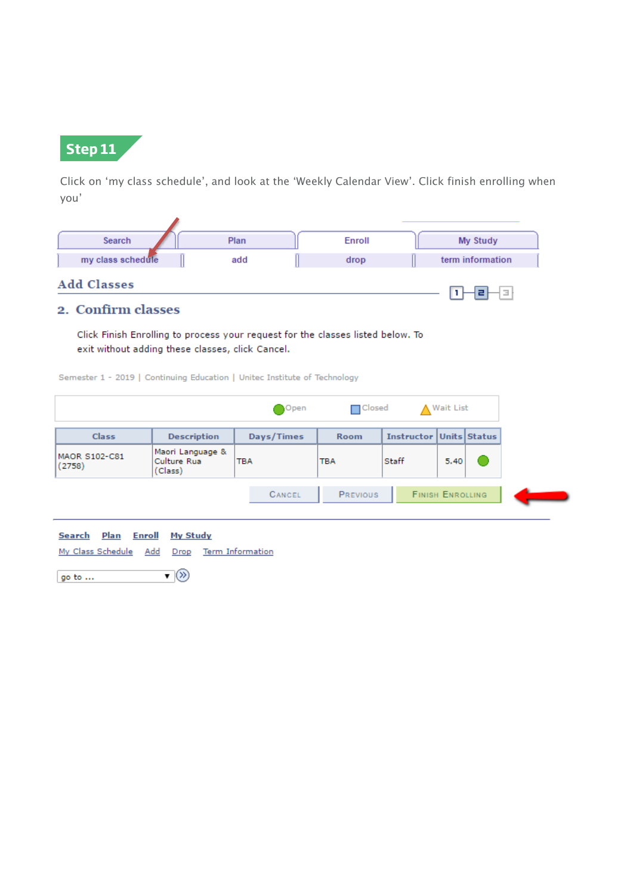## Step 11

Click on ‘my class schedule’, and look at the ‘Weekly Calendar View’. Click finish enrolling when you’

| Search | Plan | Enroll | My Study |
|---|---|---|---|
| my class schedule | add | drop | term information |

### Add Classes

1 2 3

### 2. Confirm classes

Click Finish Enrolling to process your request for the classes listed below. To exit without adding these classes, click Cancel.

Semester 1 - 2019 | Continuing Education | Unitec Institute of Technology

Open Closed Wait List

| Class | Description | Days/Times | Room | Instructor | Units | Status |
|---|---|---|---|---|---|---|
| MAOR S102-C81 (2758) | Maori Language & Culture Rua (Class) | TBA | TBA | Staff | 5.40 | Open |

CANCEL PREVIOUS FINISH ENROLLING

Search Plan Enroll My Study

My Class Schedule Add Drop Term Information

go to ...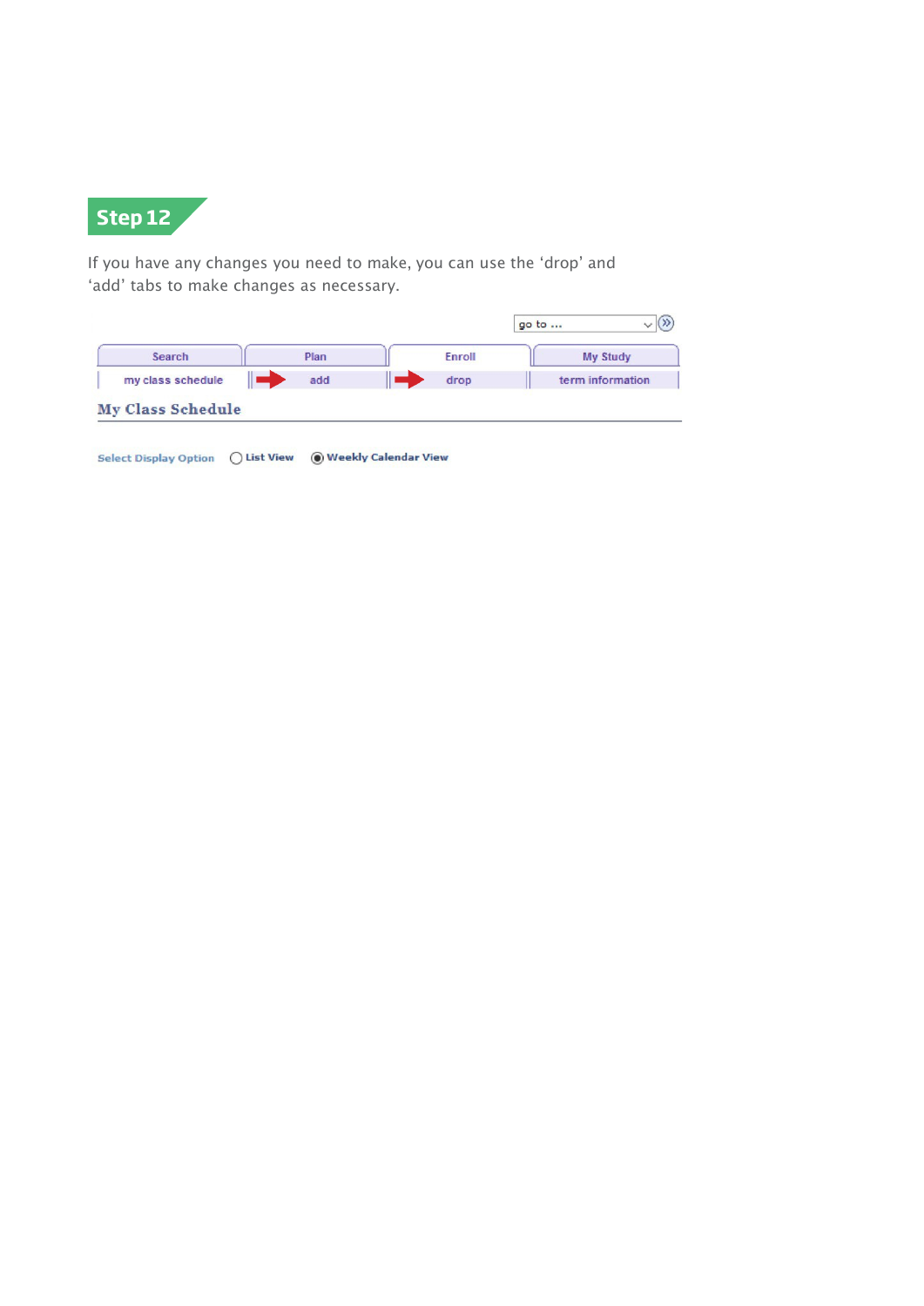## Step 12

If you have any changes you need to make, you can use the ‘drop’ and ‘add’ tabs to make changes as necessary.

go to ...

Search | Plan | Enroll | My Study

my class schedule | add | drop | term information

**My Class Schedule**

Select Display Option ○ List View ◉ Weekly Calendar View